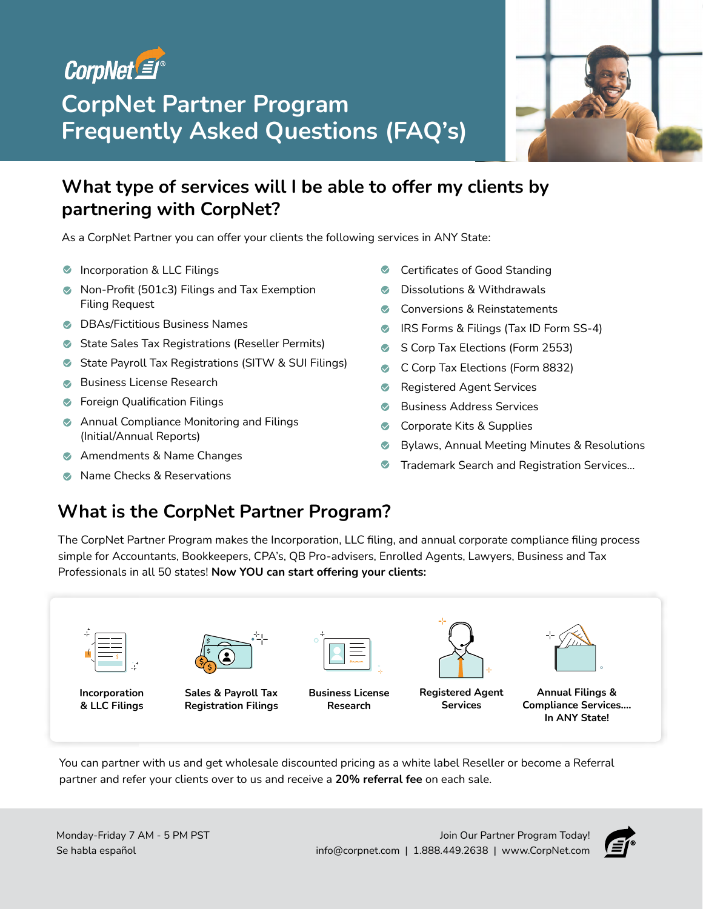CorpNet®

# CorpNet Partner Program Frequently Asked Questions (FAQ's)

## What type of services will I be able to offer my clients by partnering with CorpNet?

As a CorpNet Partner you can offer your clients the following services in ANY State:

- Incorporation & LLC Filings
- Non-Profit (501c3) Filings and Tax Exemption Filing Request
- DBAs/Fictitious Business Names
- State Sales Tax Registrations (Reseller Permits)
- State Payroll Tax Registrations (SITW & SUI Filings)
- Business License Research
- Foreign Qualification Filings
- Annual Compliance Monitoring and Filings (Initial/Annual Reports)
- Amendments & Name Changes
- Name Checks & Reservations
- Certificates of Good Standing
- Dissolutions & Withdrawals
- Conversions & Reinstatements
- IRS Forms & Filings (Tax ID Form SS-4)
- S Corp Tax Elections (Form 2553)
- C Corp Tax Elections (Form 8832)
- Registered Agent Services
- Business Address Services
- Corporate Kits & Supplies
- Bylaws, Annual Meeting Minutes & Resolutions
- Trademark Search and Registration Services...

## What is the CorpNet Partner Program?

The CorpNet Partner Program makes the Incorporation, LLC filing, and annual corporate compliance filing process simple for Accountants, Bookkeepers, CPA's, QB Pro-advisers, Enrolled Agents, Lawyers, Business and Tax Professionals in all 50 states! **Now YOU can start offering your clients:**

- **Incorporation & LLC Filings**
- **Sales & Payroll Tax Registration Filings**
- **Business License Research**
- **Registered Agent Services**
- **Annual Filings & Compliance Services.... In ANY State!**

You can partner with us and get wholesale discounted pricing as a white label Reseller or become a Referral partner and refer your clients over to us and receive a **20% referral fee** on each sale.

Monday-Friday 7 AM - 5 PM PST
Se habla español

Join Our Partner Program Today!
info@corpnet.com | 1.888.449.2638 | www.CorpNet.com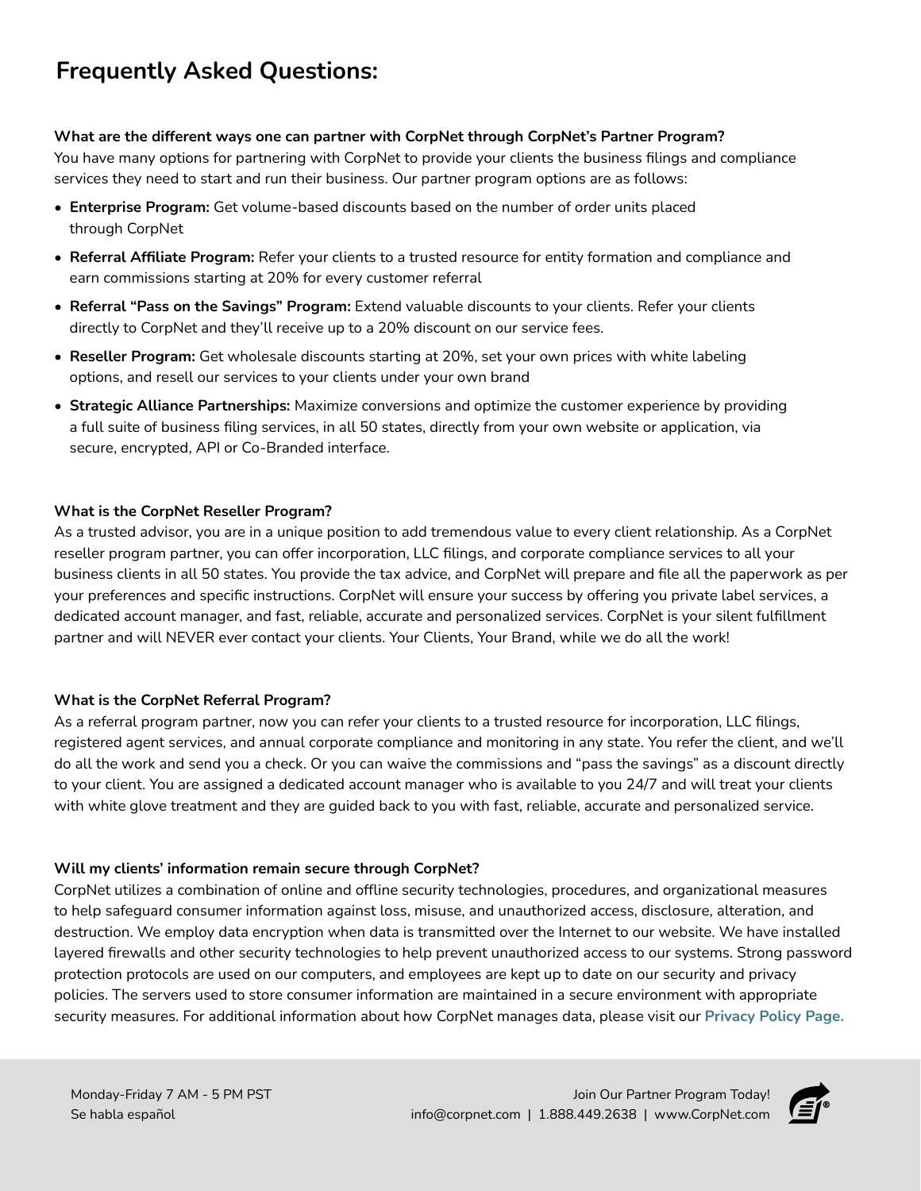# Frequently Asked Questions:

**What are the different ways one can partner with CorpNet through CorpNet's Partner Program?**

You have many options for partnering with CorpNet to provide your clients the business filings and compliance services they need to start and run their business. Our partner program options are as follows:

- **Enterprise Program:** Get volume-based discounts based on the number of order units placed through CorpNet
- **Referral Affiliate Program:** Refer your clients to a trusted resource for entity formation and compliance and earn commissions starting at 20% for every customer referral
- **Referral "Pass on the Savings" Program:** Extend valuable discounts to your clients. Refer your clients directly to CorpNet and they'll receive up to a 20% discount on our service fees.
- **Reseller Program:** Get wholesale discounts starting at 20%, set your own prices with white labeling options, and resell our services to your clients under your own brand
- **Strategic Alliance Partnerships:** Maximize conversions and optimize the customer experience by providing a full suite of business filing services, in all 50 states, directly from your own website or application, via secure, encrypted, API or Co-Branded interface.

**What is the CorpNet Reseller Program?**

As a trusted advisor, you are in a unique position to add tremendous value to every client relationship. As a CorpNet reseller program partner, you can offer incorporation, LLC filings, and corporate compliance services to all your business clients in all 50 states. You provide the tax advice, and CorpNet will prepare and file all the paperwork as per your preferences and specific instructions. CorpNet will ensure your success by offering you private label services, a dedicated account manager, and fast, reliable, accurate and personalized services. CorpNet is your silent fulfillment partner and will NEVER ever contact your clients. Your Clients, Your Brand, while we do all the work!

**What is the CorpNet Referral Program?**

As a referral program partner, now you can refer your clients to a trusted resource for incorporation, LLC filings, registered agent services, and annual corporate compliance and monitoring in any state. You refer the client, and we'll do all the work and send you a check. Or you can waive the commissions and "pass the savings" as a discount directly to your client. You are assigned a dedicated account manager who is available to you 24/7 and will treat your clients with white glove treatment and they are guided back to you with fast, reliable, accurate and personalized service.

**Will my clients' information remain secure through CorpNet?**

CorpNet utilizes a combination of online and offline security technologies, procedures, and organizational measures to help safeguard consumer information against loss, misuse, and unauthorized access, disclosure, alteration, and destruction. We employ data encryption when data is transmitted over the Internet to our website. We have installed layered firewalls and other security technologies to help prevent unauthorized access to our systems. Strong password protection protocols are used on our computers, and employees are kept up to date on our security and privacy policies. The servers used to store consumer information are maintained in a secure environment with appropriate security measures. For additional information about how CorpNet manages data, please visit our **Privacy Policy Page.**

Monday-Friday 7 AM - 5 PM PST
Se habla español

Join Our Partner Program Today!
info@corpnet.com | 1.888.449.2638 | www.CorpNet.com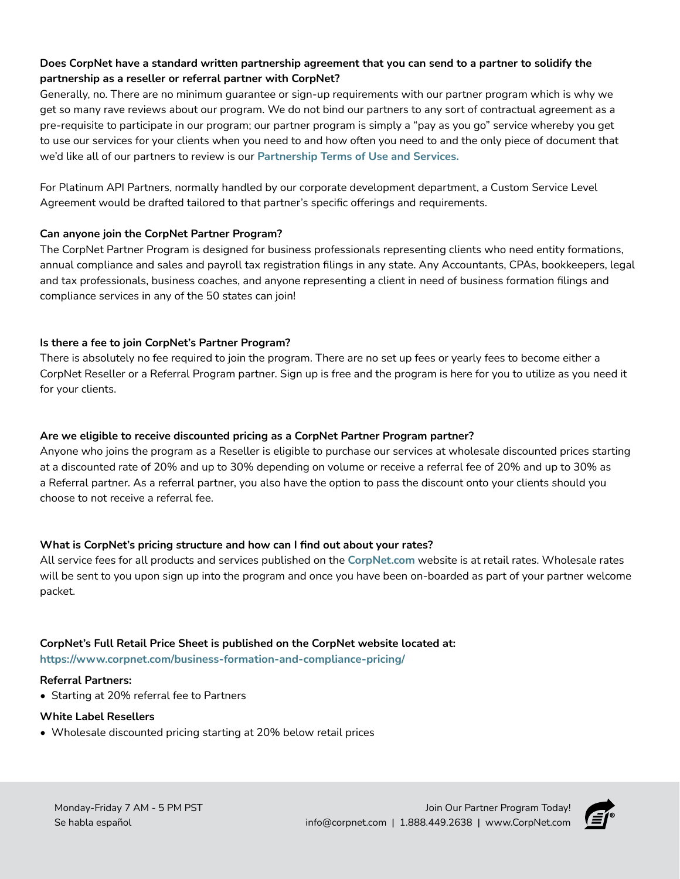**Does CorpNet have a standard written partnership agreement that you can send to a partner to solidify the partnership as a reseller or referral partner with CorpNet?**

Generally, no. There are no minimum guarantee or sign-up requirements with our partner program which is why we get so many rave reviews about our program. We do not bind our partners to any sort of contractual agreement as a pre-requisite to participate in our program; our partner program is simply a "pay as you go" service whereby you get to use our services for your clients when you need to and how often you need to and the only piece of document that we'd like all of our partners to review is our **Partnership Terms of Use and Services.**

For Platinum API Partners, normally handled by our corporate development department, a Custom Service Level Agreement would be drafted tailored to that partner's specific offerings and requirements.

**Can anyone join the CorpNet Partner Program?**

The CorpNet Partner Program is designed for business professionals representing clients who need entity formations, annual compliance and sales and payroll tax registration filings in any state. Any Accountants, CPAs, bookkeepers, legal and tax professionals, business coaches, and anyone representing a client in need of business formation filings and compliance services in any of the 50 states can join!

**Is there a fee to join CorpNet's Partner Program?**

There is absolutely no fee required to join the program. There are no set up fees or yearly fees to become either a CorpNet Reseller or a Referral Program partner. Sign up is free and the program is here for you to utilize as you need it for your clients.

**Are we eligible to receive discounted pricing as a CorpNet Partner Program partner?**

Anyone who joins the program as a Reseller is eligible to purchase our services at wholesale discounted prices starting at a discounted rate of 20% and up to 30% depending on volume or receive a referral fee of 20% and up to 30% as a Referral partner. As a referral partner, you also have the option to pass the discount onto your clients should you choose to not receive a referral fee.

**What is CorpNet's pricing structure and how can I find out about your rates?**

All service fees for all products and services published on the **CorpNet.com** website is at retail rates. Wholesale rates will be sent to you upon sign up into the program and once you have been on-boarded as part of your partner welcome packet.

**CorpNet's Full Retail Price Sheet is published on the CorpNet website located at:**
**https://www.corpnet.com/business-formation-and-compliance-pricing/**

**Referral Partners:**

- Starting at 20% referral fee to Partners

**White Label Resellers**

- Wholesale discounted pricing starting at 20% below retail prices

Monday-Friday 7 AM - 5 PM PST
Se habla español

Join Our Partner Program Today!
info@corpnet.com | 1.888.449.2638 | www.CorpNet.com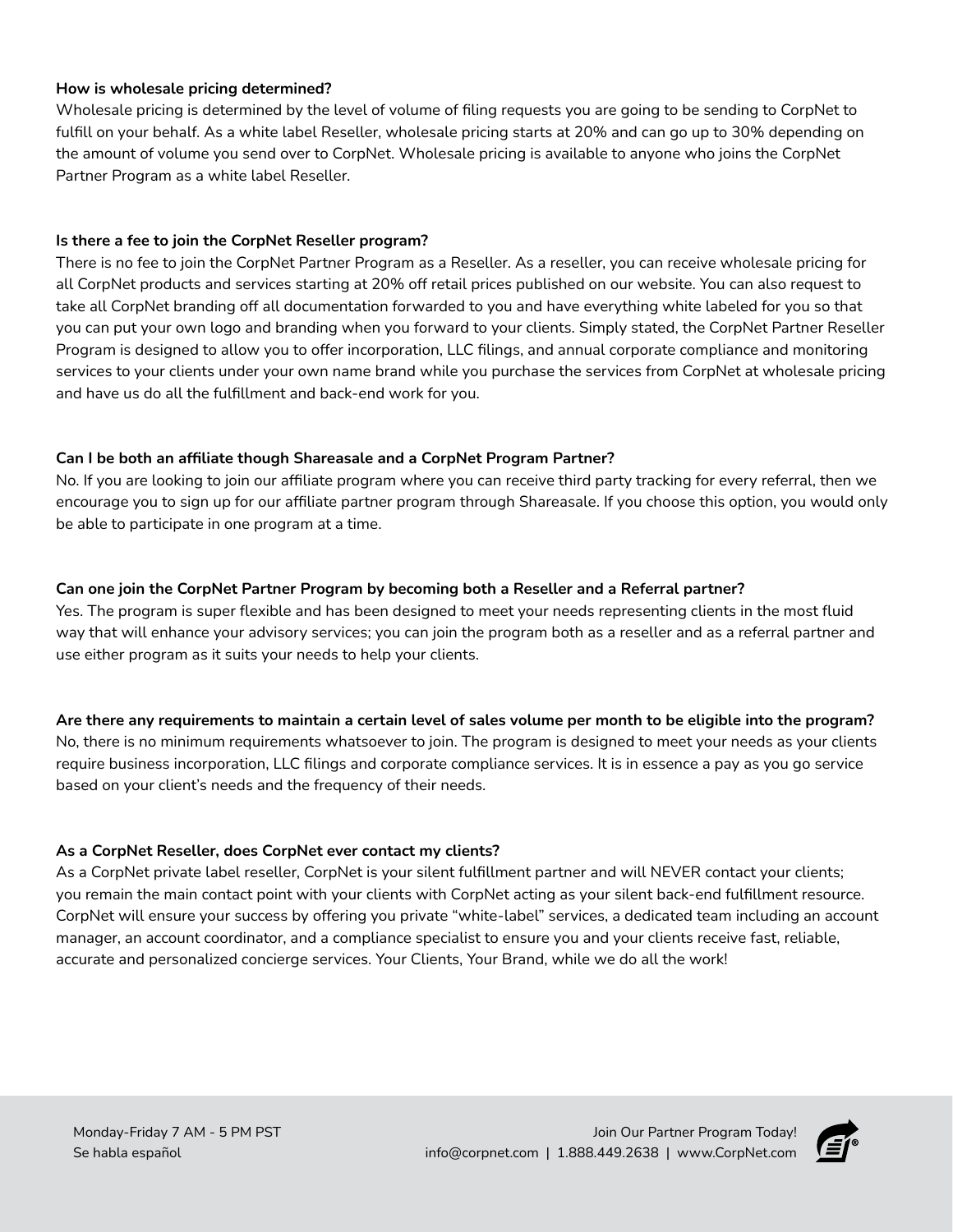**How is wholesale pricing determined?**

Wholesale pricing is determined by the level of volume of filing requests you are going to be sending to CorpNet to fulfill on your behalf. As a white label Reseller, wholesale pricing starts at 20% and can go up to 30% depending on the amount of volume you send over to CorpNet. Wholesale pricing is available to anyone who joins the CorpNet Partner Program as a white label Reseller.

**Is there a fee to join the CorpNet Reseller program?**

There is no fee to join the CorpNet Partner Program as a Reseller. As a reseller, you can receive wholesale pricing for all CorpNet products and services starting at 20% off retail prices published on our website. You can also request to take all CorpNet branding off all documentation forwarded to you and have everything white labeled for you so that you can put your own logo and branding when you forward to your clients. Simply stated, the CorpNet Partner Reseller Program is designed to allow you to offer incorporation, LLC filings, and annual corporate compliance and monitoring services to your clients under your own name brand while you purchase the services from CorpNet at wholesale pricing and have us do all the fulfillment and back-end work for you.

**Can I be both an affiliate though Shareasale and a CorpNet Program Partner?**

No. If you are looking to join our affiliate program where you can receive third party tracking for every referral, then we encourage you to sign up for our affiliate partner program through Shareasale. If you choose this option, you would only be able to participate in one program at a time.

**Can one join the CorpNet Partner Program by becoming both a Reseller and a Referral partner?**

Yes. The program is super flexible and has been designed to meet your needs representing clients in the most fluid way that will enhance your advisory services; you can join the program both as a reseller and as a referral partner and use either program as it suits your needs to help your clients.

**Are there any requirements to maintain a certain level of sales volume per month to be eligible into the program?**

No, there is no minimum requirements whatsoever to join. The program is designed to meet your needs as your clients require business incorporation, LLC filings and corporate compliance services. It is in essence a pay as you go service based on your client's needs and the frequency of their needs.

**As a CorpNet Reseller, does CorpNet ever contact my clients?**

As a CorpNet private label reseller, CorpNet is your silent fulfillment partner and will NEVER contact your clients; you remain the main contact point with your clients with CorpNet acting as your silent back-end fulfillment resource. CorpNet will ensure your success by offering you private "white-label" services, a dedicated team including an account manager, an account coordinator, and a compliance specialist to ensure you and your clients receive fast, reliable, accurate and personalized concierge services. Your Clients, Your Brand, while we do all the work!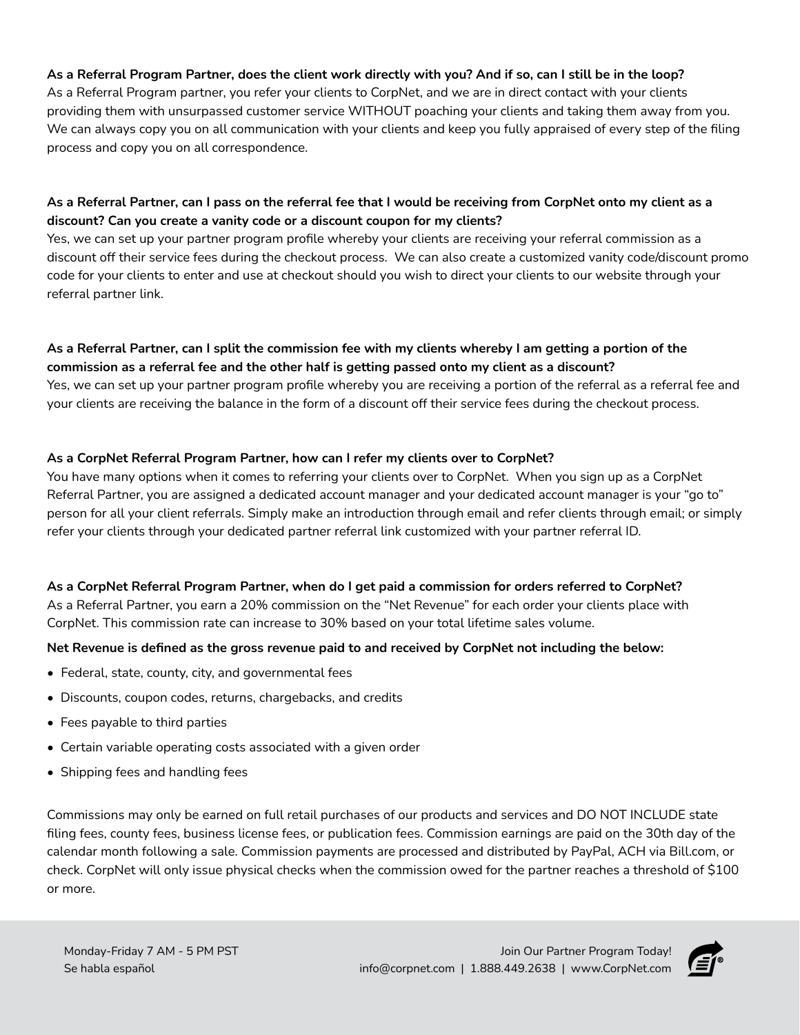**As a Referral Program Partner, does the client work directly with you? And if so, can I still be in the loop?**
As a Referral Program partner, you refer your clients to CorpNet, and we are in direct contact with your clients providing them with unsurpassed customer service WITHOUT poaching your clients and taking them away from you. We can always copy you on all communication with your clients and keep you fully appraised of every step of the filing process and copy you on all correspondence.

**As a Referral Partner, can I pass on the referral fee that I would be receiving from CorpNet onto my client as a discount? Can you create a vanity code or a discount coupon for my clients?**
Yes, we can set up your partner program profile whereby your clients are receiving your referral commission as a discount off their service fees during the checkout process. We can also create a customized vanity code/discount promo code for your clients to enter and use at checkout should you wish to direct your clients to our website through your referral partner link.

**As a Referral Partner, can I split the commission fee with my clients whereby I am getting a portion of the commission as a referral fee and the other half is getting passed onto my client as a discount?**
Yes, we can set up your partner program profile whereby you are receiving a portion of the referral as a referral fee and your clients are receiving the balance in the form of a discount off their service fees during the checkout process.

**As a CorpNet Referral Program Partner, how can I refer my clients over to CorpNet?**
You have many options when it comes to referring your clients over to CorpNet. When you sign up as a CorpNet Referral Partner, you are assigned a dedicated account manager and your dedicated account manager is your "go to" person for all your client referrals. Simply make an introduction through email and refer clients through email; or simply refer your clients through your dedicated partner referral link customized with your partner referral ID.

**As a CorpNet Referral Program Partner, when do I get paid a commission for orders referred to CorpNet?**
As a Referral Partner, you earn a 20% commission on the "Net Revenue" for each order your clients place with CorpNet. This commission rate can increase to 30% based on your total lifetime sales volume.

**Net Revenue is defined as the gross revenue paid to and received by CorpNet not including the below:**

- Federal, state, county, city, and governmental fees
- Discounts, coupon codes, returns, chargebacks, and credits
- Fees payable to third parties
- Certain variable operating costs associated with a given order
- Shipping fees and handling fees

Commissions may only be earned on full retail purchases of our products and services and DO NOT INCLUDE state filing fees, county fees, business license fees, or publication fees. Commission earnings are paid on the 30th day of the calendar month following a sale. Commission payments are processed and distributed by PayPal, ACH via Bill.com, or check. CorpNet will only issue physical checks when the commission owed for the partner reaches a threshold of $100 or more.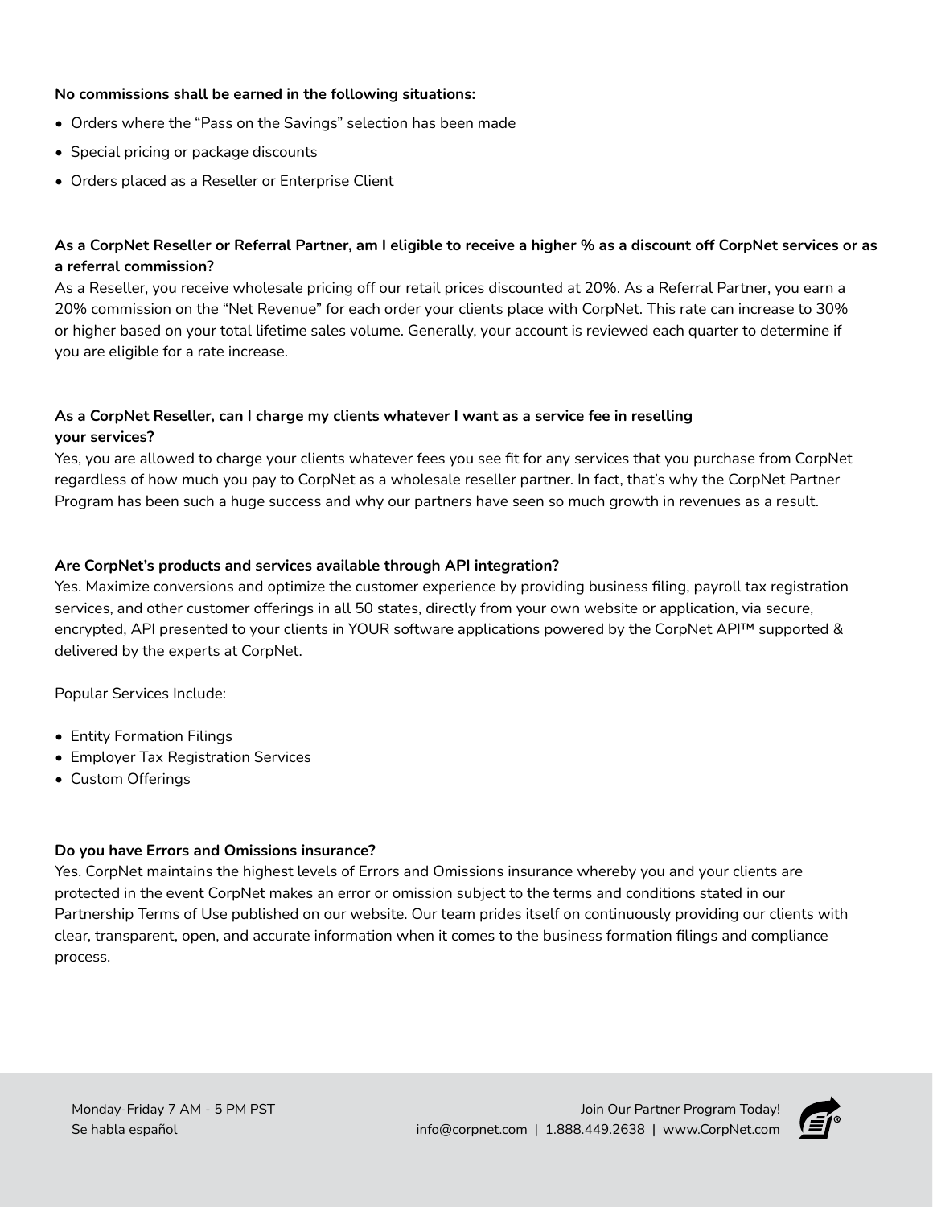**No commissions shall be earned in the following situations:**

- Orders where the "Pass on the Savings" selection has been made
- Special pricing or package discounts
- Orders placed as a Reseller or Enterprise Client

**As a CorpNet Reseller or Referral Partner, am I eligible to receive a higher % as a discount off CorpNet services or as a referral commission?**

As a Reseller, you receive wholesale pricing off our retail prices discounted at 20%. As a Referral Partner, you earn a 20% commission on the "Net Revenue" for each order your clients place with CorpNet. This rate can increase to 30% or higher based on your total lifetime sales volume. Generally, your account is reviewed each quarter to determine if you are eligible for a rate increase.

**As a CorpNet Reseller, can I charge my clients whatever I want as a service fee in reselling your services?**

Yes, you are allowed to charge your clients whatever fees you see fit for any services that you purchase from CorpNet regardless of how much you pay to CorpNet as a wholesale reseller partner. In fact, that's why the CorpNet Partner Program has been such a huge success and why our partners have seen so much growth in revenues as a result.

**Are CorpNet's products and services available through API integration?**

Yes. Maximize conversions and optimize the customer experience by providing business filing, payroll tax registration services, and other customer offerings in all 50 states, directly from your own website or application, via secure, encrypted, API presented to your clients in YOUR software applications powered by the CorpNet API™ supported & delivered by the experts at CorpNet.

Popular Services Include:

- Entity Formation Filings
- Employer Tax Registration Services
- Custom Offerings

**Do you have Errors and Omissions insurance?**

Yes. CorpNet maintains the highest levels of Errors and Omissions insurance whereby you and your clients are protected in the event CorpNet makes an error or omission subject to the terms and conditions stated in our Partnership Terms of Use published on our website. Our team prides itself on continuously providing our clients with clear, transparent, open, and accurate information when it comes to the business formation filings and compliance process.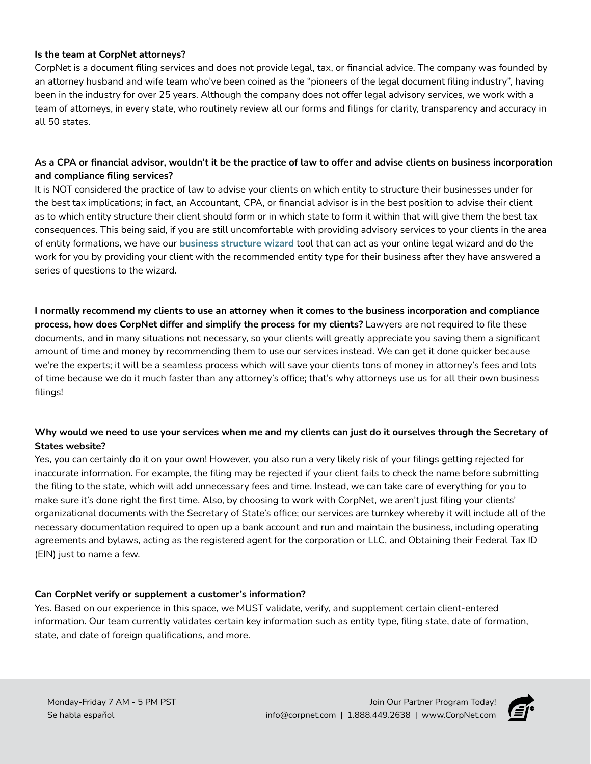**Is the team at CorpNet attorneys?**

CorpNet is a document filing services and does not provide legal, tax, or financial advice. The company was founded by an attorney husband and wife team who've been coined as the "pioneers of the legal document filing industry", having been in the industry for over 25 years. Although the company does not offer legal advisory services, we work with a team of attorneys, in every state, who routinely review all our forms and filings for clarity, transparency and accuracy in all 50 states.

**As a CPA or financial advisor, wouldn't it be the practice of law to offer and advise clients on business incorporation and compliance filing services?**

It is NOT considered the practice of law to advise your clients on which entity to structure their businesses under for the best tax implications; in fact, an Accountant, CPA, or financial advisor is in the best position to advise their client as to which entity structure their client should form or in which state to form it within that will give them the best tax consequences. This being said, if you are still uncomfortable with providing advisory services to your clients in the area of entity formations, we have our **business structure wizard** tool that can act as your online legal wizard and do the work for you by providing your client with the recommended entity type for their business after they have answered a series of questions to the wizard.

**I normally recommend my clients to use an attorney when it comes to the business incorporation and compliance process, how does CorpNet differ and simplify the process for my clients?** Lawyers are not required to file these documents, and in many situations not necessary, so your clients will greatly appreciate you saving them a significant amount of time and money by recommending them to use our services instead. We can get it done quicker because we're the experts; it will be a seamless process which will save your clients tons of money in attorney's fees and lots of time because we do it much faster than any attorney's office; that's why attorneys use us for all their own business filings!

**Why would we need to use your services when me and my clients can just do it ourselves through the Secretary of States website?**

Yes, you can certainly do it on your own! However, you also run a very likely risk of your filings getting rejected for inaccurate information. For example, the filing may be rejected if your client fails to check the name before submitting the filing to the state, which will add unnecessary fees and time. Instead, we can take care of everything for you to make sure it's done right the first time. Also, by choosing to work with CorpNet, we aren't just filing your clients' organizational documents with the Secretary of State's office; our services are turnkey whereby it will include all of the necessary documentation required to open up a bank account and run and maintain the business, including operating agreements and bylaws, acting as the registered agent for the corporation or LLC, and Obtaining their Federal Tax ID (EIN) just to name a few.

**Can CorpNet verify or supplement a customer's information?**

Yes. Based on our experience in this space, we MUST validate, verify, and supplement certain client-entered information. Our team currently validates certain key information such as entity type, filing state, date of formation, state, and date of foreign qualifications, and more.

Monday-Friday 7 AM - 5 PM PST
Se habla español

Join Our Partner Program Today!
info@corpnet.com | 1.888.449.2638 | www.CorpNet.com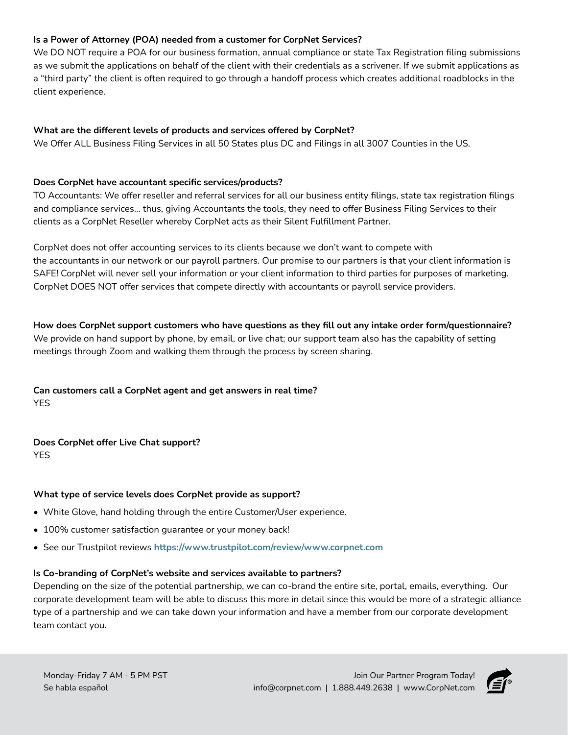**Is a Power of Attorney (POA) needed from a customer for CorpNet Services?**

We DO NOT require a POA for our business formation, annual compliance or state Tax Registration filing submissions as we submit the applications on behalf of the client with their credentials as a scrivener. If we submit applications as a "third party" the client is often required to go through a handoff process which creates additional roadblocks in the client experience.

**What are the different levels of products and services offered by CorpNet?**

We Offer ALL Business Filing Services in all 50 States plus DC and Filings in all 3007 Counties in the US.

**Does CorpNet have accountant specific services/products?**

TO Accountants: We offer reseller and referral services for all our business entity filings, state tax registration filings and compliance services... thus, giving Accountants the tools, they need to offer Business Filing Services to their clients as a CorpNet Reseller whereby CorpNet acts as their Silent Fulfillment Partner.

CorpNet does not offer accounting services to its clients because we don't want to compete with the accountants in our network or our payroll partners. Our promise to our partners is that your client information is SAFE! CorpNet will never sell your information or your client information to third parties for purposes of marketing. CorpNet DOES NOT offer services that compete directly with accountants or payroll service providers.

**How does CorpNet support customers who have questions as they fill out any intake order form/questionnaire?**

We provide on hand support by phone, by email, or live chat; our support team also has the capability of setting meetings through Zoom and walking them through the process by screen sharing.

**Can customers call a CorpNet agent and get answers in real time?**

YES

**Does CorpNet offer Live Chat support?**

YES

**What type of service levels does CorpNet provide as support?**

- White Glove, hand holding through the entire Customer/User experience.
- 100% customer satisfaction guarantee or your money back!
- See our Trustpilot reviews **https://www.trustpilot.com/review/www.corpnet.com**

**Is Co-branding of CorpNet's website and services available to partners?**

Depending on the size of the potential partnership, we can co-brand the entire site, portal, emails, everything. Our corporate development team will be able to discuss this more in detail since this would be more of a strategic alliance type of a partnership and we can take down your information and have a member from our corporate development team contact you.

Monday-Friday 7 AM - 5 PM PST
Se habla español

Join Our Partner Program Today!
info@corpnet.com | 1.888.449.2638 | www.CorpNet.com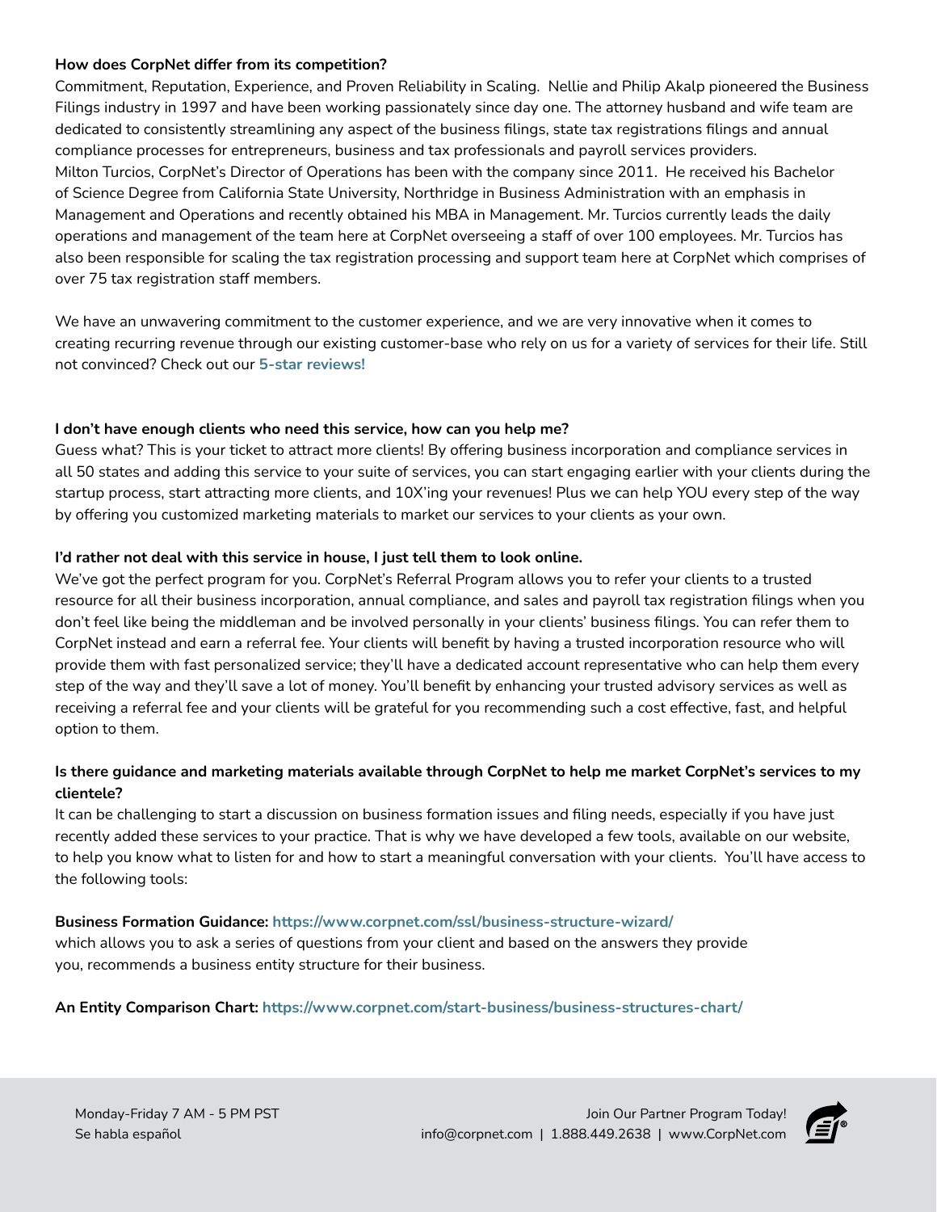**How does CorpNet differ from its competition?**

Commitment, Reputation, Experience, and Proven Reliability in Scaling. Nellie and Philip Akalp pioneered the Business Filings industry in 1997 and have been working passionately since day one. The attorney husband and wife team are dedicated to consistently streamlining any aspect of the business filings, state tax registrations filings and annual compliance processes for entrepreneurs, business and tax professionals and payroll services providers.
Milton Turcios, CorpNet's Director of Operations has been with the company since 2011. He received his Bachelor of Science Degree from California State University, Northridge in Business Administration with an emphasis in Management and Operations and recently obtained his MBA in Management. Mr. Turcios currently leads the daily operations and management of the team here at CorpNet overseeing a staff of over 100 employees. Mr. Turcios has also been responsible for scaling the tax registration processing and support team here at CorpNet which comprises of over 75 tax registration staff members.

We have an unwavering commitment to the customer experience, and we are very innovative when it comes to creating recurring revenue through our existing customer-base who rely on us for a variety of services for their life. Still not convinced? Check out our **5-star reviews!**

**I don't have enough clients who need this service, how can you help me?**

Guess what? This is your ticket to attract more clients! By offering business incorporation and compliance services in all 50 states and adding this service to your suite of services, you can start engaging earlier with your clients during the startup process, start attracting more clients, and 10X'ing your revenues! Plus we can help YOU every step of the way by offering you customized marketing materials to market our services to your clients as your own.

**I'd rather not deal with this service in house, I just tell them to look online.**

We've got the perfect program for you. CorpNet's Referral Program allows you to refer your clients to a trusted resource for all their business incorporation, annual compliance, and sales and payroll tax registration filings when you don't feel like being the middleman and be involved personally in your clients' business filings. You can refer them to CorpNet instead and earn a referral fee. Your clients will benefit by having a trusted incorporation resource who will provide them with fast personalized service; they'll have a dedicated account representative who can help them every step of the way and they'll save a lot of money. You'll benefit by enhancing your trusted advisory services as well as receiving a referral fee and your clients will be grateful for you recommending such a cost effective, fast, and helpful option to them.

**Is there guidance and marketing materials available through CorpNet to help me market CorpNet's services to my clientele?**

It can be challenging to start a discussion on business formation issues and filing needs, especially if you have just recently added these services to your practice. That is why we have developed a few tools, available on our website, to help you know what to listen for and how to start a meaningful conversation with your clients. You'll have access to the following tools:

**Business Formation Guidance:** **https://www.corpnet.com/ssl/business-structure-wizard/**
which allows you to ask a series of questions from your client and based on the answers they provide you, recommends a business entity structure for their business.

**An Entity Comparison Chart:** **https://www.corpnet.com/start-business/business-structures-chart/**

Monday-Friday 7 AM - 5 PM PST
Se habla español

Join Our Partner Program Today!
info@corpnet.com | 1.888.449.2638 | www.CorpNet.com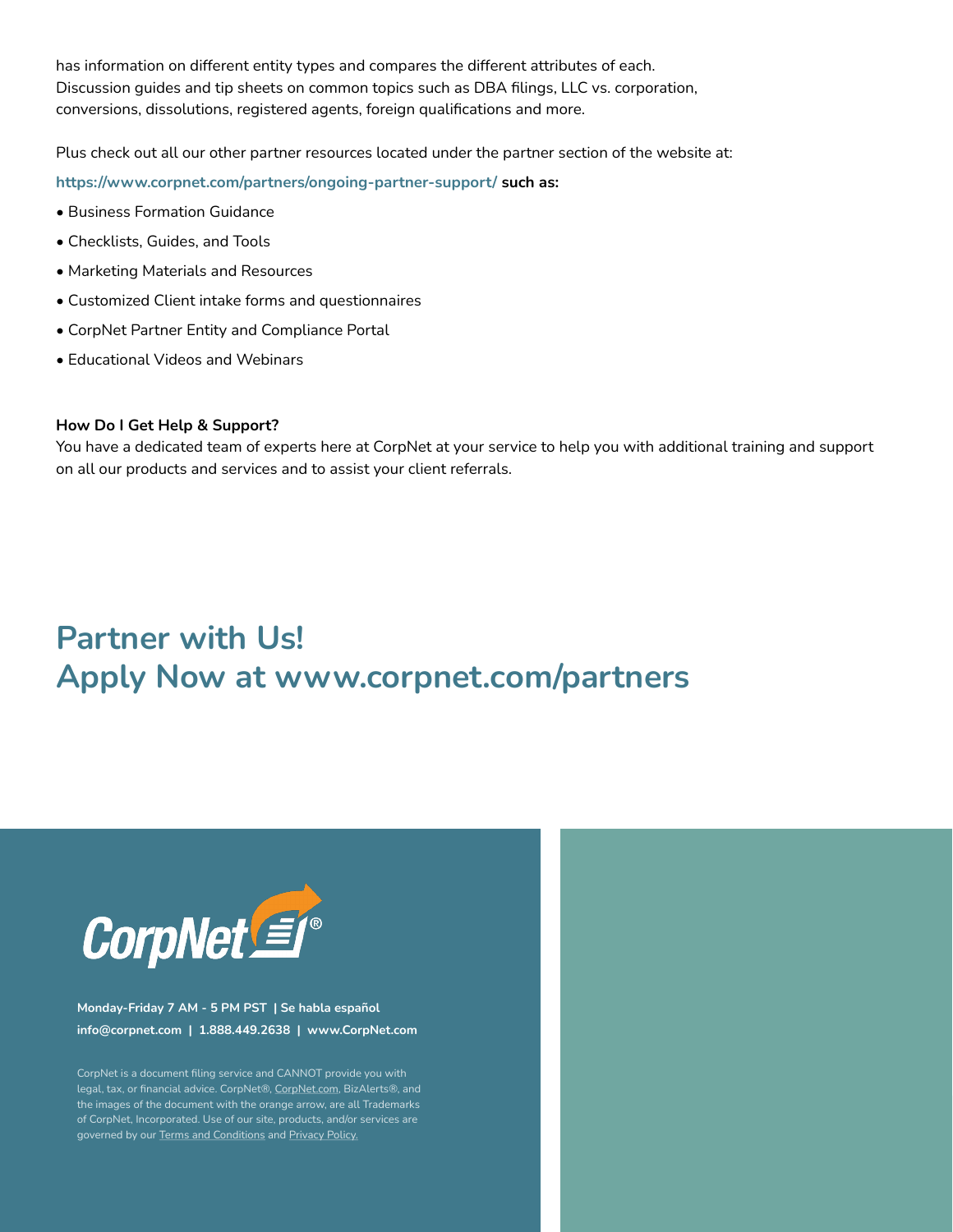has information on different entity types and compares the different attributes of each. Discussion guides and tip sheets on common topics such as DBA filings, LLC vs. corporation, conversions, dissolutions, registered agents, foreign qualifications and more.

Plus check out all our other partner resources located under the partner section of the website at:

**https://www.corpnet.com/partners/ongoing-partner-support/ such as:**

- Business Formation Guidance
- Checklists, Guides, and Tools
- Marketing Materials and Resources
- Customized Client intake forms and questionnaires
- CorpNet Partner Entity and Compliance Portal
- Educational Videos and Webinars

**How Do I Get Help & Support?**

You have a dedicated team of experts here at CorpNet at your service to help you with additional training and support on all our products and services and to assist your client referrals.

## Partner with Us!
## Apply Now at www.corpnet.com/partners

CorpNet®

**Monday-Friday 7 AM - 5 PM PST | Se habla español**

**info@corpnet.com | 1.888.449.2638 | www.CorpNet.com**

CorpNet is a document filing service and CANNOT provide you with legal, tax, or financial advice. CorpNet®, CorpNet.com, BizAlerts®, and the images of the document with the orange arrow, are all Trademarks of CorpNet, Incorporated. Use of our site, products, and/or services are governed by our Terms and Conditions and Privacy Policy.